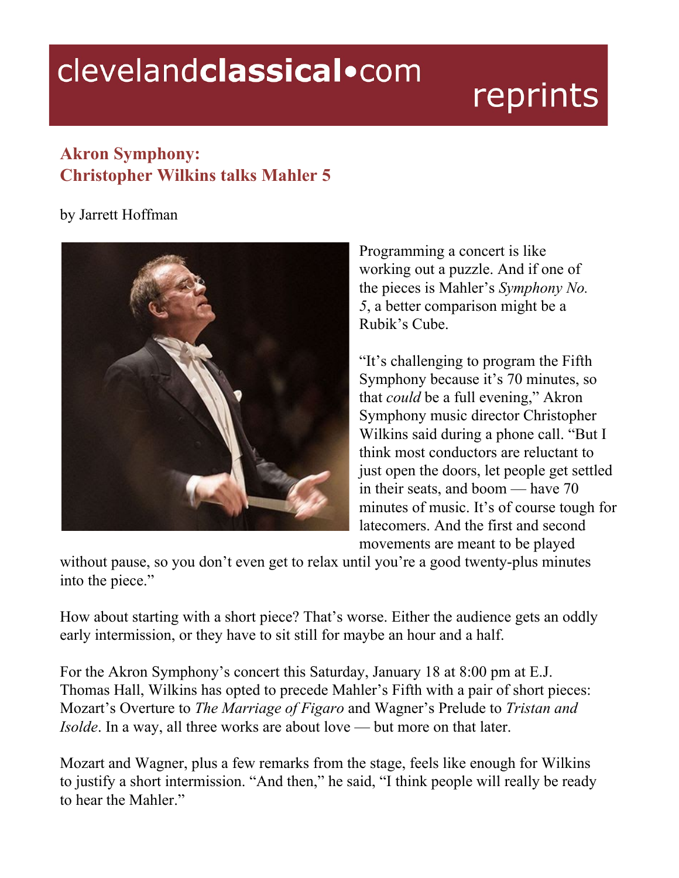# clevelandclassical•com reprints

## Akron Symphony: Christopher Wilkins talks Mahler 5

by Jarrett Hoffman

Programming a concert is like working out a puzzle. And if one of the pieces is Mahler's *Symphony No. 5*, a better comparison might be a Rubik's Cube.

"It's challenging to program the Fifth Symphony because it's 70 minutes, so that *could* be a full evening," Akron Symphony music director Christopher Wilkins said during a phone call. "But I think most conductors are reluctant to just open the doors, let people get settled in their seats, and boom — have 70 minutes of music. It's of course tough for latecomers. And the first and second movements are meant to be played without pause, so you don't even get to relax until you're a good twenty-plus minutes into the piece."

How about starting with a short piece? That's worse. Either the audience gets an oddly early intermission, or they have to sit still for maybe an hour and a half.

For the Akron Symphony's concert this Saturday, January 18 at 8:00 pm at E.J. Thomas Hall, Wilkins has opted to precede Mahler's Fifth with a pair of short pieces: Mozart's Overture to *The Marriage of Figaro* and Wagner's Prelude to *Tristan and Isolde*. In a way, all three works are about love — but more on that later.

Mozart and Wagner, plus a few remarks from the stage, feels like enough for Wilkins to justify a short intermission. "And then," he said, "I think people will really be ready to hear the Mahler."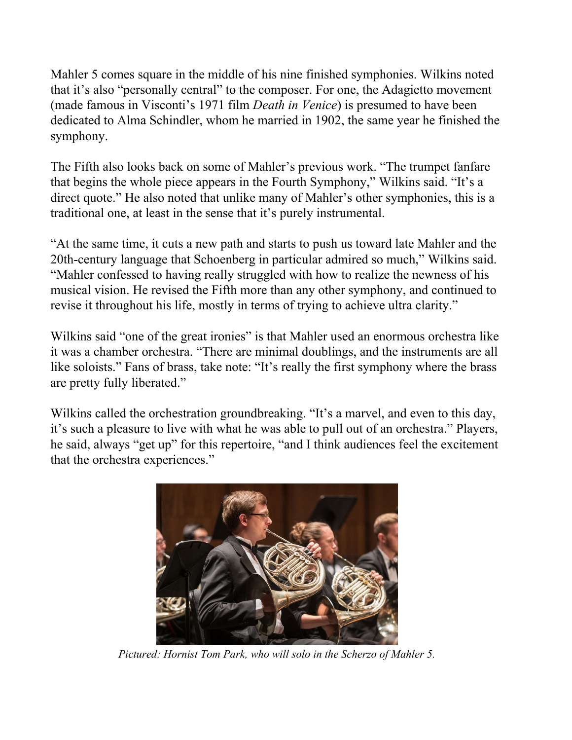Mahler 5 comes square in the middle of his nine finished symphonies. Wilkins noted that it's also "personally central" to the composer. For one, the Adagietto movement (made famous in Visconti's 1971 film *Death in Venice*) is presumed to have been dedicated to Alma Schindler, whom he married in 1902, the same year he finished the symphony.

The Fifth also looks back on some of Mahler's previous work. "The trumpet fanfare that begins the whole piece appears in the Fourth Symphony," Wilkins said. "It's a direct quote." He also noted that unlike many of Mahler's other symphonies, this is a traditional one, at least in the sense that it's purely instrumental.

"At the same time, it cuts a new path and starts to push us toward late Mahler and the 20th-century language that Schoenberg in particular admired so much," Wilkins said. "Mahler confessed to having really struggled with how to realize the newness of his musical vision. He revised the Fifth more than any other symphony, and continued to revise it throughout his life, mostly in terms of trying to achieve ultra clarity."

Wilkins said "one of the great ironies" is that Mahler used an enormous orchestra like it was a chamber orchestra. "There are minimal doublings, and the instruments are all like soloists." Fans of brass, take note: "It's really the first symphony where the brass are pretty fully liberated."

Wilkins called the orchestration groundbreaking. "It's a marvel, and even to this day, it's such a pleasure to live with what he was able to pull out of an orchestra." Players, he said, always "get up" for this repertoire, "and I think audiences feel the excitement that the orchestra experiences."

*Pictured: Hornist Tom Park, who will solo in the Scherzo of Mahler 5.*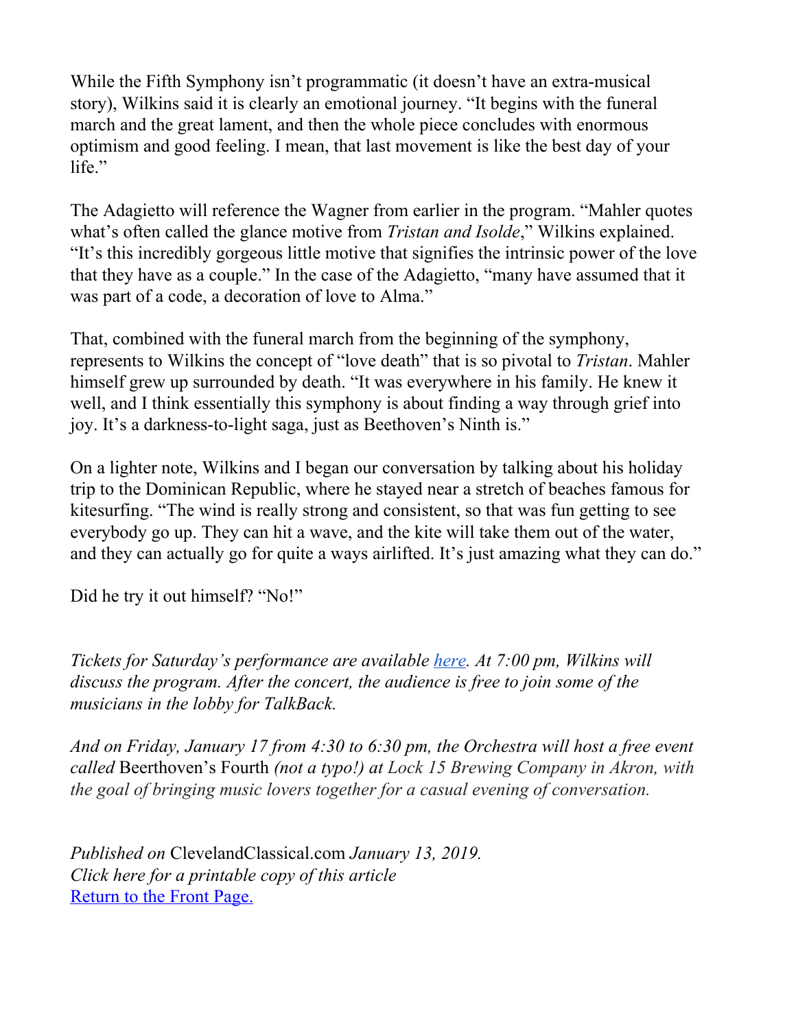While the Fifth Symphony isn't programmatic (it doesn't have an extra-musical story), Wilkins said it is clearly an emotional journey. "It begins with the funeral march and the great lament, and then the whole piece concludes with enormous optimism and good feeling. I mean, that last movement is like the best day of your life."

The Adagietto will reference the Wagner from earlier in the program. "Mahler quotes what's often called the glance motive from *Tristan and Isolde*," Wilkins explained. "It's this incredibly gorgeous little motive that signifies the intrinsic power of the love that they have as a couple." In the case of the Adagietto, "many have assumed that it was part of a code, a decoration of love to Alma."

That, combined with the funeral march from the beginning of the symphony, represents to Wilkins the concept of "love death" that is so pivotal to *Tristan*. Mahler himself grew up surrounded by death. "It was everywhere in his family. He knew it well, and I think essentially this symphony is about finding a way through grief into joy. It's a darkness-to-light saga, just as Beethoven's Ninth is."

On a lighter note, Wilkins and I began our conversation by talking about his holiday trip to the Dominican Republic, where he stayed near a stretch of beaches famous for kitesurfing. "The wind is really strong and consistent, so that was fun getting to see everybody go up. They can hit a wave, and the kite will take them out of the water, and they can actually go for quite a ways airlifted. It's just amazing what they can do."

Did he try it out himself? "No!"

*Tickets for Saturday's performance are available [here](). At 7:00 pm, Wilkins will discuss the program. After the concert, the audience is free to join some of the musicians in the lobby for TalkBack.*

*And on Friday, January 17 from 4:30 to 6:30 pm, the Orchestra will host a free event called* Beerthoven's Fourth *(not a typo!) at Lock 15 Brewing Company in Akron, with the goal of bringing music lovers together for a casual evening of conversation.*

*Published on* ClevelandClassical.com *January 13, 2019.*
*Click here for a printable copy of this article*
[Return to the Front Page.]()